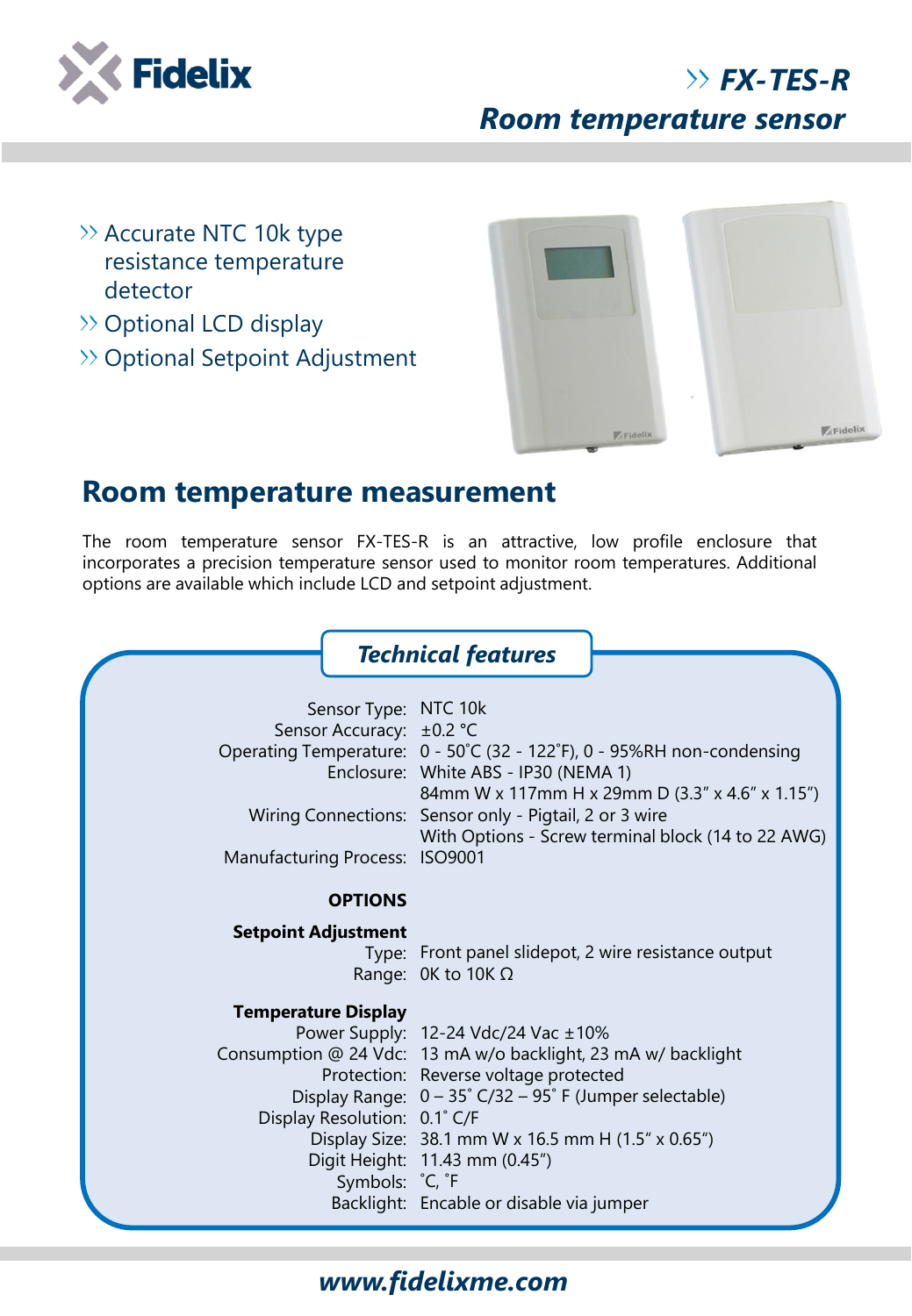# FX-TES-R

## Room temperature sensor

- Accurate NTC 10k type resistance temperature detector
- Optional LCD display
- Optional Setpoint Adjustment

## Room temperature measurement

The room temperature sensor FX-TES-R is an attractive, low profile enclosure that incorporates a precision temperature sensor used to monitor room temperatures. Additional options are available which include LCD and setpoint adjustment.

### *Technical features*

| | |
|---|---|
| Sensor Type: | NTC 10k |
| Sensor Accuracy: | ±0.2 °C |
| Operating Temperature: | 0 - 50˚C (32 - 122˚F), 0 - 95%RH non-condensing |
| Enclosure: | White ABS - IP30 (NEMA 1)<br>84mm W x 117mm H x 29mm D (3.3" x 4.6" x 1.15") |
| Wiring Connections: | Sensor only - Pigtail, 2 or 3 wire<br>With Options - Screw terminal block (14 to 22 AWG) |
| Manufacturing Process: | ISO9001 |

**OPTIONS**

**Setpoint Adjustment**

| | |
|---|---|
| Type: | Front panel slidepot, 2 wire resistance output |
| Range: | 0K to 10K Ω |

**Temperature Display**

| | |
|---|---|
| Power Supply: | 12-24 Vdc/24 Vac ±10% |
| Consumption @ 24 Vdc: | 13 mA w/o backlight, 23 mA w/ backlight |
| Protection: | Reverse voltage protected |
| Display Range: | 0 – 35˚ C/32 – 95˚ F (Jumper selectable) |
| Display Resolution: | 0.1˚ C/F |
| Display Size: | 38.1 mm W x 16.5 mm H (1.5" x 0.65") |
| Digit Height: | 11.43 mm (0.45") |
| Symbols: | ˚C, ˚F |
| Backlight: | Encable or disable via jumper |

*www.fidelixme.com*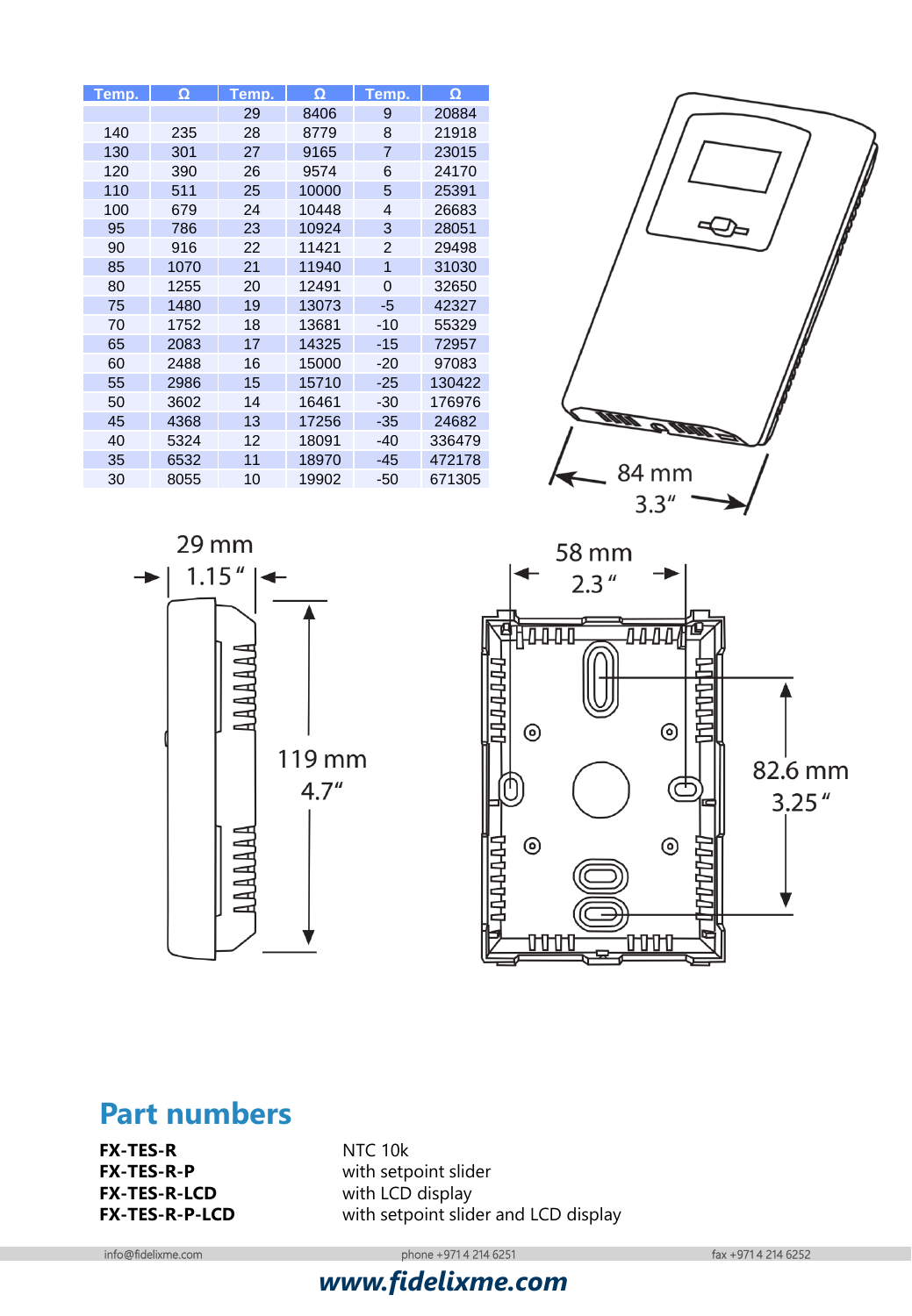| Temp. | Ω | Temp. | Ω | Temp. | Ω |
|---|---|---|---|---|---|
| | | 29 | 8406 | 9 | 20884 |
| 140 | 235 | 28 | 8779 | 8 | 21918 |
| 130 | 301 | 27 | 9165 | 7 | 23015 |
| 120 | 390 | 26 | 9574 | 6 | 24170 |
| 110 | 511 | 25 | 10000 | 5 | 25391 |
| 100 | 679 | 24 | 10448 | 4 | 26683 |
| 95 | 786 | 23 | 10924 | 3 | 28051 |
| 90 | 916 | 22 | 11421 | 2 | 29498 |
| 85 | 1070 | 21 | 11940 | 1 | 31030 |
| 80 | 1255 | 20 | 12491 | 0 | 32650 |
| 75 | 1480 | 19 | 13073 | -5 | 42327 |
| 70 | 1752 | 18 | 13681 | -10 | 55329 |
| 65 | 2083 | 17 | 14325 | -15 | 72957 |
| 60 | 2488 | 16 | 15000 | -20 | 97083 |
| 55 | 2986 | 15 | 15710 | -25 | 130422 |
| 50 | 3602 | 14 | 16461 | -30 | 176976 |
| 45 | 4368 | 13 | 17256 | -35 | 24682 |
| 40 | 5324 | 12 | 18091 | -40 | 336479 |
| 35 | 6532 | 11 | 18970 | -45 | 472178 |
| 30 | 8055 | 10 | 19902 | -50 | 671305 |

84 mm
3.3"

29 mm
1.15"

119 mm
4.7"

58 mm
2.3"

82.6 mm
3.25"

## Part numbers

| | |
|---|---|
| **FX-TES-R** | NTC 10k |
| **FX-TES-R-P** | with setpoint slider |
| **FX-TES-R-LCD** | with LCD display |
| **FX-TES-R-P-LCD** | with setpoint slider and LCD display |

info@fidelixme.com phone +971 4 214 6251 fax +971 4 214 6252

***www.fidelixme.com***